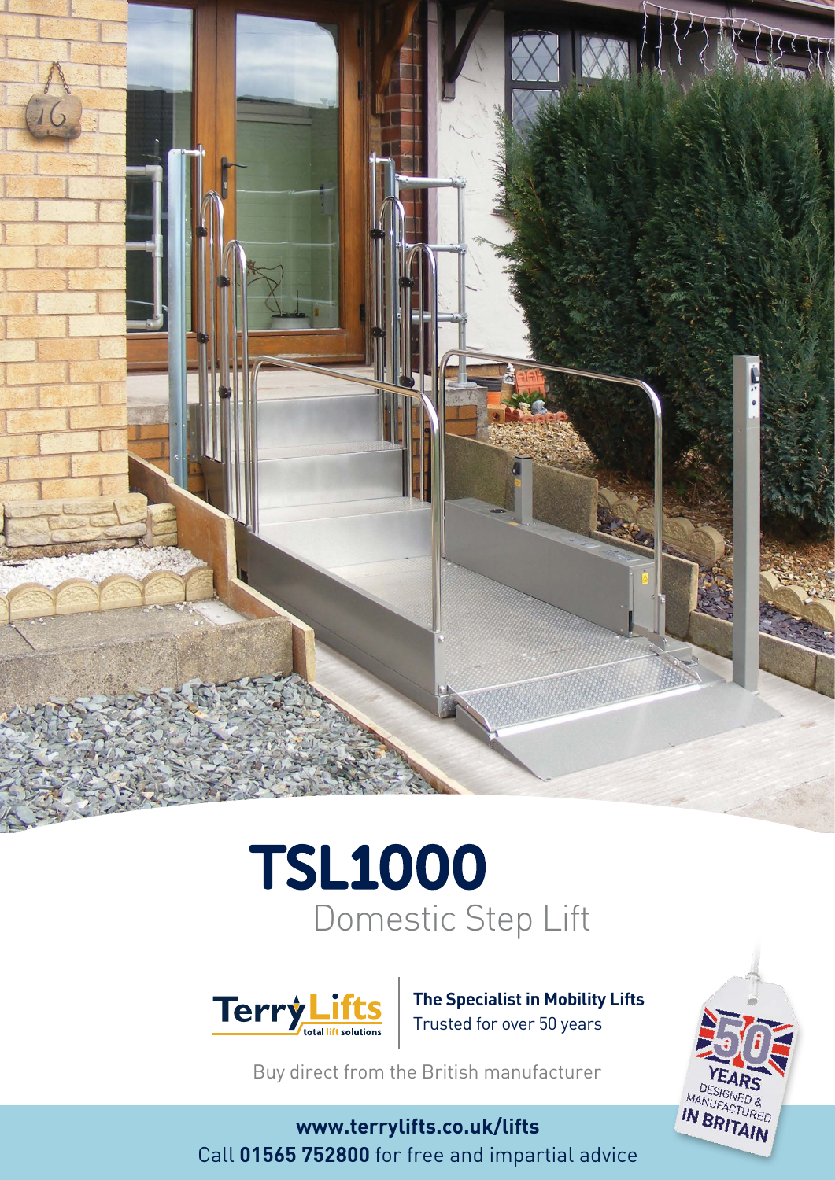# TSL1000

## Domestic Step Lift

**The Specialist in Mobility Lifts**
Trusted for over 50 years

Buy direct from the British manufacturer

**www.terrylifts.co.uk/lifts**
Call **01565 752800** for free and impartial advice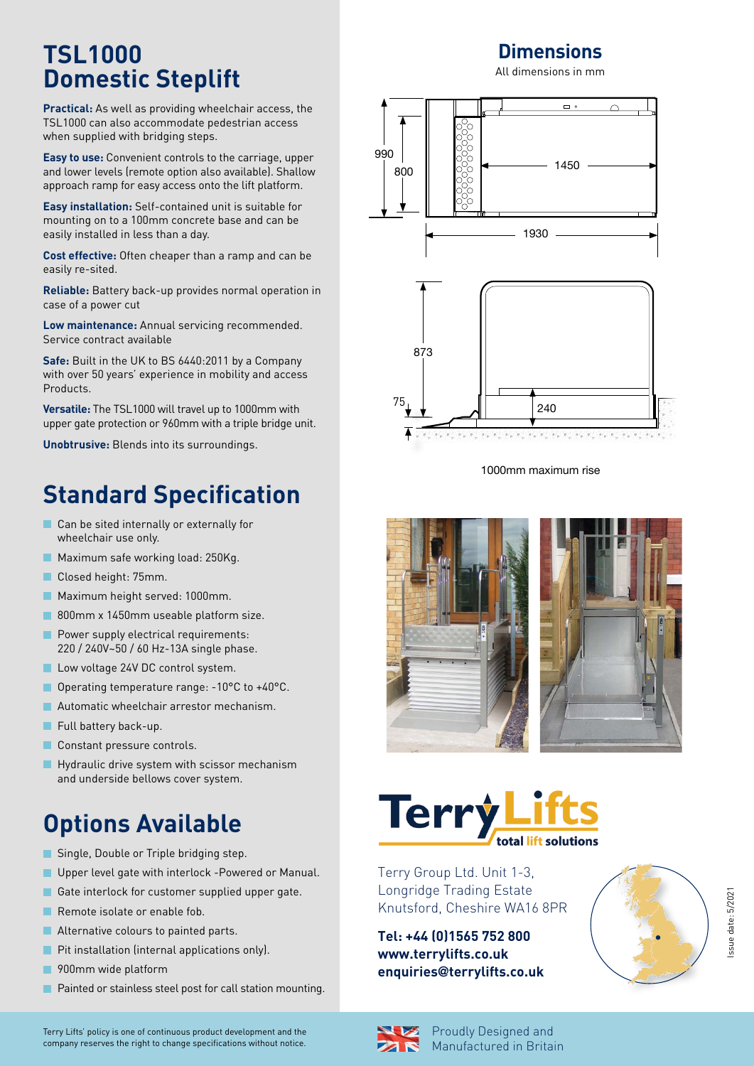# TSL1000 Domestic Steplift

**Practical:** As well as providing wheelchair access, the TSL1000 can also accommodate pedestrian access when supplied with bridging steps.

**Easy to use:** Convenient controls to the carriage, upper and lower levels (remote option also available). Shallow approach ramp for easy access onto the lift platform.

**Easy installation:** Self-contained unit is suitable for mounting on to a 100mm concrete base and can be easily installed in less than a day.

**Cost effective:** Often cheaper than a ramp and can be easily re-sited.

**Reliable:** Battery back-up provides normal operation in case of a power cut

**Low maintenance:** Annual servicing recommended. Service contract available

**Safe:** Built in the UK to BS 6440:2011 by a Company with over 50 years' experience in mobility and access Products.

**Versatile:** The TSL1000 will travel up to 1000mm with upper gate protection or 960mm with a triple bridge unit.

**Unobtrusive:** Blends into its surroundings.

## Standard Specification

- Can be sited internally or externally for wheelchair use only.
- Maximum safe working load: 250Kg.
- Closed height: 75mm.
- Maximum height served: 1000mm.
- 800mm x 1450mm useable platform size.
- Power supply electrical requirements: 220 / 240V~50 / 60 Hz-13A single phase.
- Low voltage 24V DC control system.
- Operating temperature range: -10°C to +40°C.
- Automatic wheelchair arrestor mechanism.
- Full battery back-up.
- Constant pressure controls.
- Hydraulic drive system with scissor mechanism and underside bellows cover system.

## Options Available

- Single, Double or Triple bridging step.
- Upper level gate with interlock -Powered or Manual.
- Gate interlock for customer supplied upper gate.
- Remote isolate or enable fob.
- Alternative colours to painted parts.
- Pit installation (internal applications only).
- 900mm wide platform
- Painted or stainless steel post for call station mounting.

## Dimensions

All dimensions in mm

990
800
1450
1930

873
75
240

1000mm maximum rise

Terry Lifts total lift solutions

Terry Group Ltd. Unit 1-3,
Longridge Trading Estate
Knutsford, Cheshire WA16 8PR

**Tel: +44 (0)1565 752 800**
**www.terrylifts.co.uk**
**enquiries@terrylifts.co.uk**

Issue date: 5/2021

Terry Lifts' policy is one of continuous product development and the company reserves the right to change specifications without notice.

Proudly Designed and Manufactured in Britain